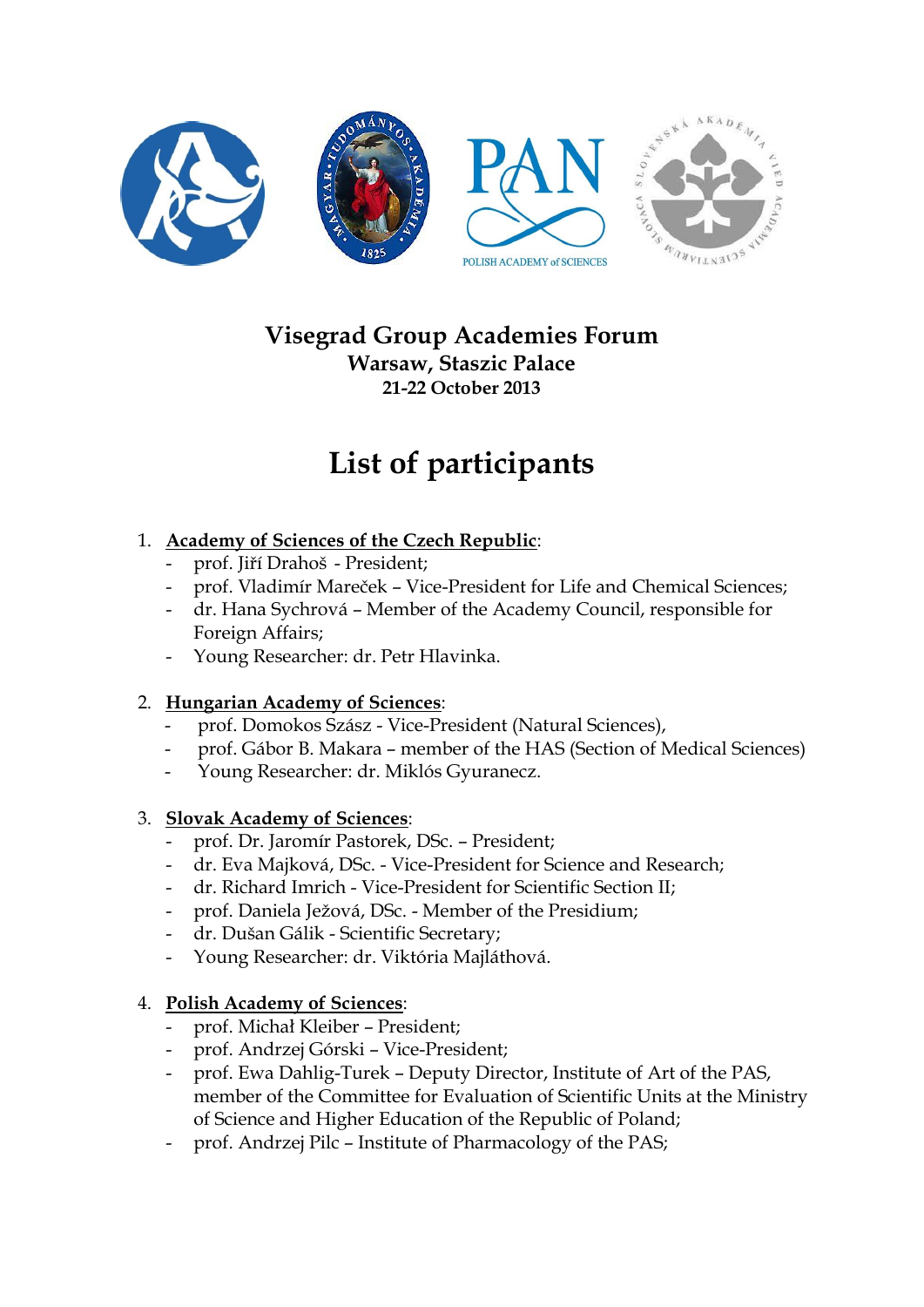# Visegrad Group Academies Forum

## Warsaw, Staszic Palace

**21-22 October 2013**

# List of participants

1. **Academy of Sciences of the Czech Republic**:
   - prof. Jiří Drahoš - President;
   - prof. Vladimír Mareček – Vice-President for Life and Chemical Sciences;
   - dr. Hana Sychrová – Member of the Academy Council, responsible for Foreign Affairs;
   - Young Researcher: dr. Petr Hlavinka.

2. **Hungarian Academy of Sciences**:
   - prof. Domokos Szász - Vice-President (Natural Sciences),
   - prof. Gábor B. Makara – member of the HAS (Section of Medical Sciences)
   - Young Researcher: dr. Miklós Gyuranecz.

3. **Slovak Academy of Sciences**:
   - prof. Dr. Jaromír Pastorek, DSc. – President;
   - dr. Eva Majková, DSc. - Vice-President for Science and Research;
   - dr. Richard Imrich - Vice-President for Scientific Section II;
   - prof. Daniela Ježová, DSc. - Member of the Presidium;
   - dr. Dušan Gálik - Scientific Secretary;
   - Young Researcher: dr. Viktória Majláthová.

4. **Polish Academy of Sciences**:
   - prof. Michał Kleiber – President;
   - prof. Andrzej Górski – Vice-President;
   - prof. Ewa Dahlig-Turek – Deputy Director, Institute of Art of the PAS, member of the Committee for Evaluation of Scientific Units at the Ministry of Science and Higher Education of the Republic of Poland;
   - prof. Andrzej Pilc – Institute of Pharmacology of the PAS;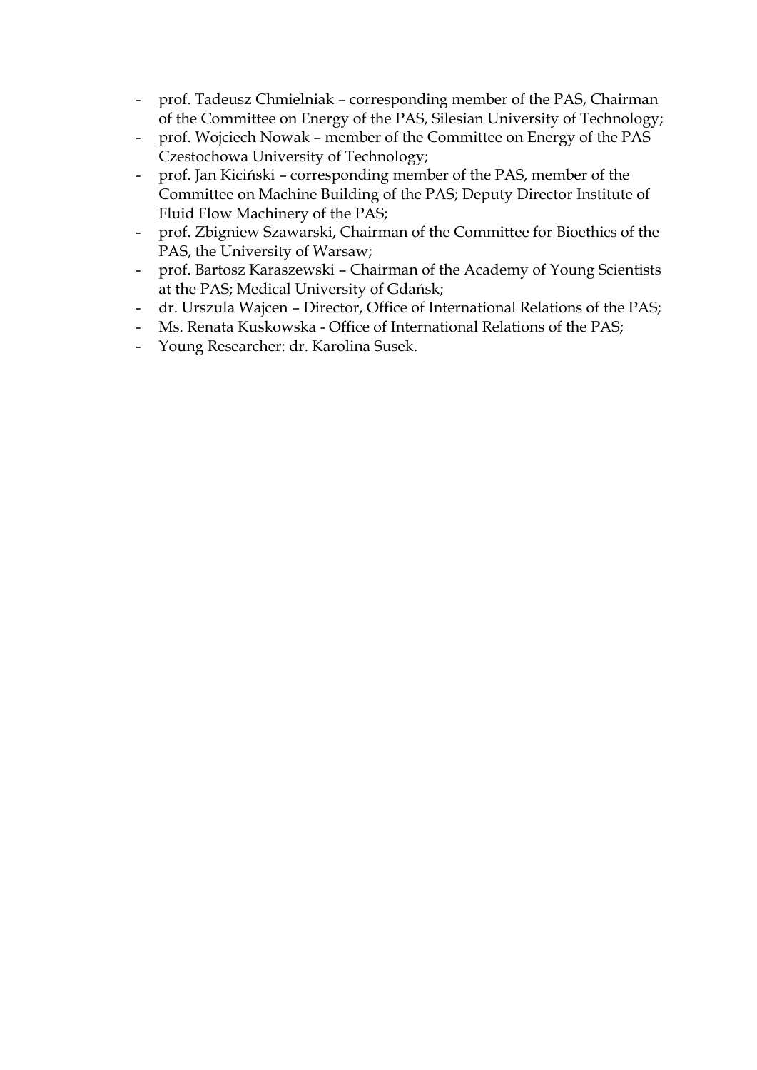- prof. Tadeusz Chmielniak – corresponding member of the PAS, Chairman of the Committee on Energy of the PAS, Silesian University of Technology;
- prof. Wojciech Nowak – member of the Committee on Energy of the PAS Czestochowa University of Technology;
- prof. Jan Kiciński – corresponding member of the PAS, member of the Committee on Machine Building of the PAS; Deputy Director Institute of Fluid Flow Machinery of the PAS;
- prof. Zbigniew Szawarski, Chairman of the Committee for Bioethics of the PAS, the University of Warsaw;
- prof. Bartosz Karaszewski – Chairman of the Academy of Young Scientists at the PAS; Medical University of Gdańsk;
- dr. Urszula Wajcen – Director, Office of International Relations of the PAS;
- Ms. Renata Kuskowska - Office of International Relations of the PAS;
- Young Researcher: dr. Karolina Susek.